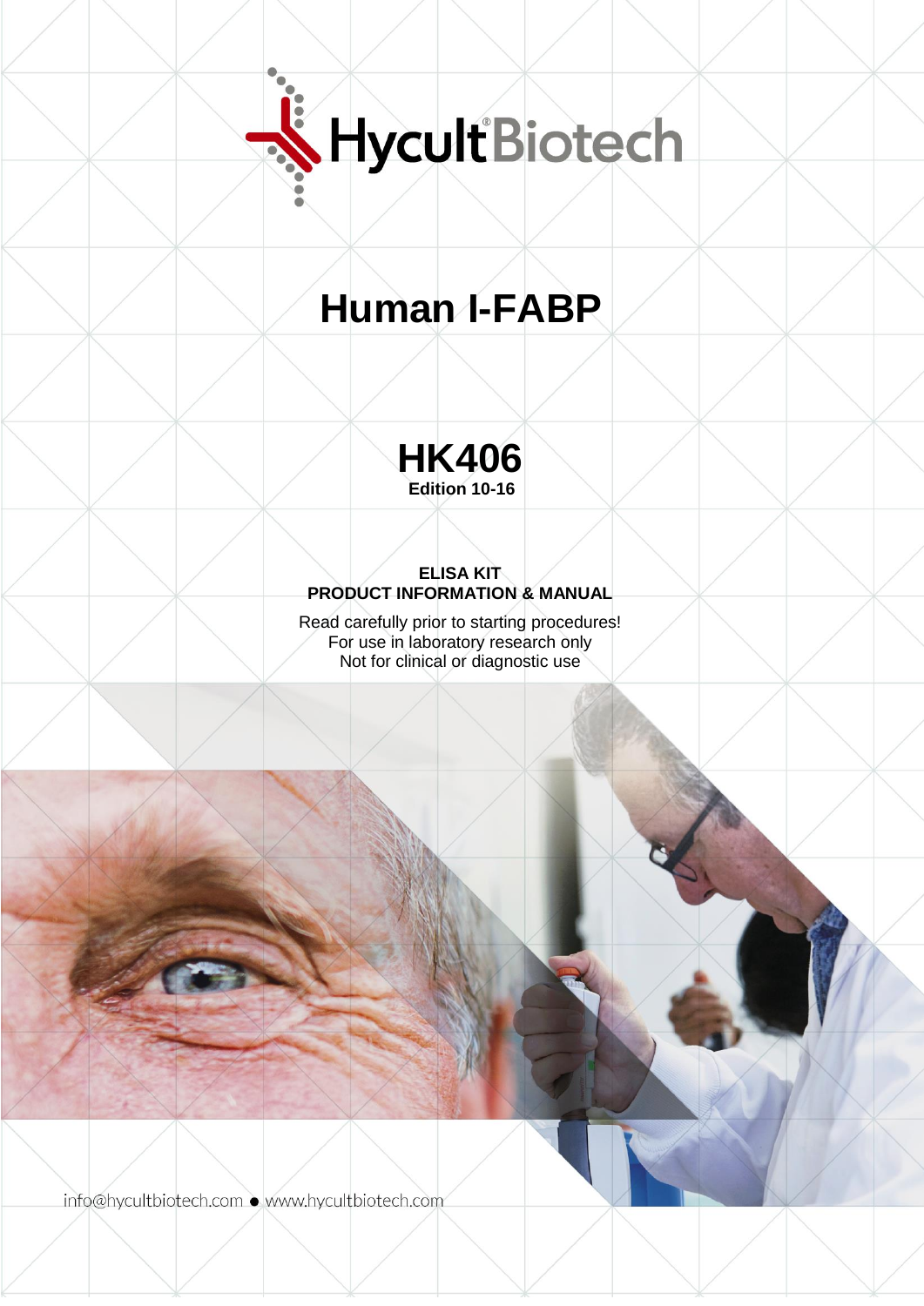HycultBiotech

# Human I-FABP

## HK406

**Edition 10-16**

**ELISA KIT**
**PRODUCT INFORMATION & MANUAL**

Read carefully prior to starting procedures!
For use in laboratory research only
Not for clinical or diagnostic use

info@hycultbiotech.com ● www.hycultbiotech.com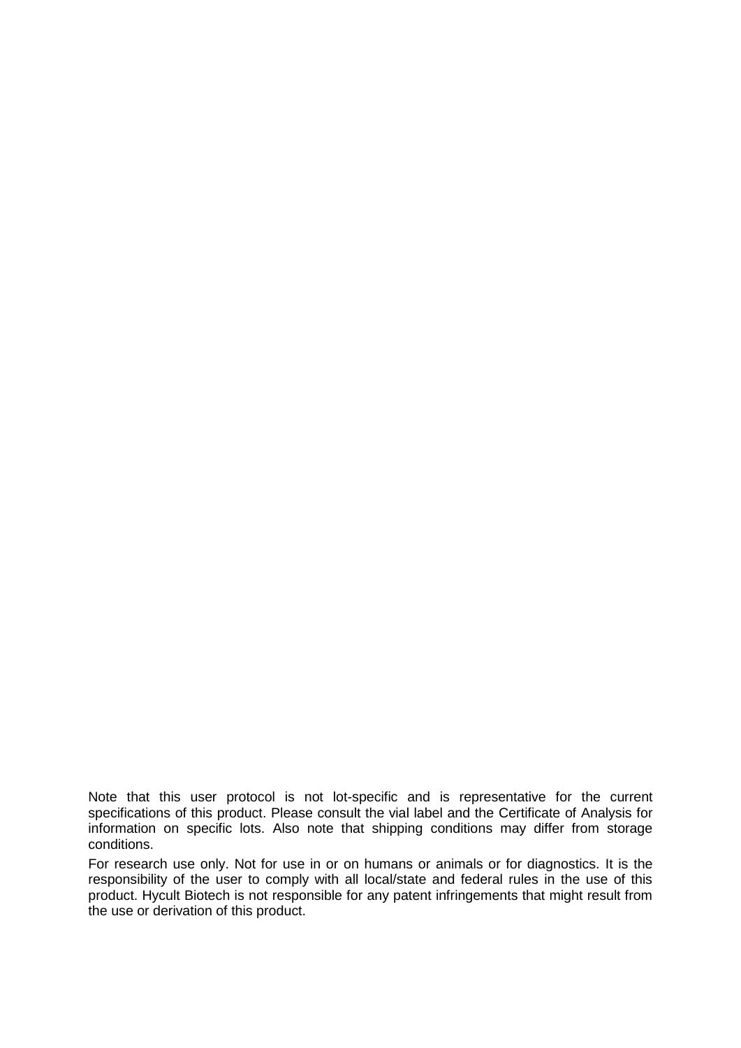Note that this user protocol is not lot-specific and is representative for the current specifications of this product. Please consult the vial label and the Certificate of Analysis for information on specific lots. Also note that shipping conditions may differ from storage conditions.

For research use only. Not for use in or on humans or animals or for diagnostics. It is the responsibility of the user to comply with all local/state and federal rules in the use of this product. Hycult Biotech is not responsible for any patent infringements that might result from the use or derivation of this product.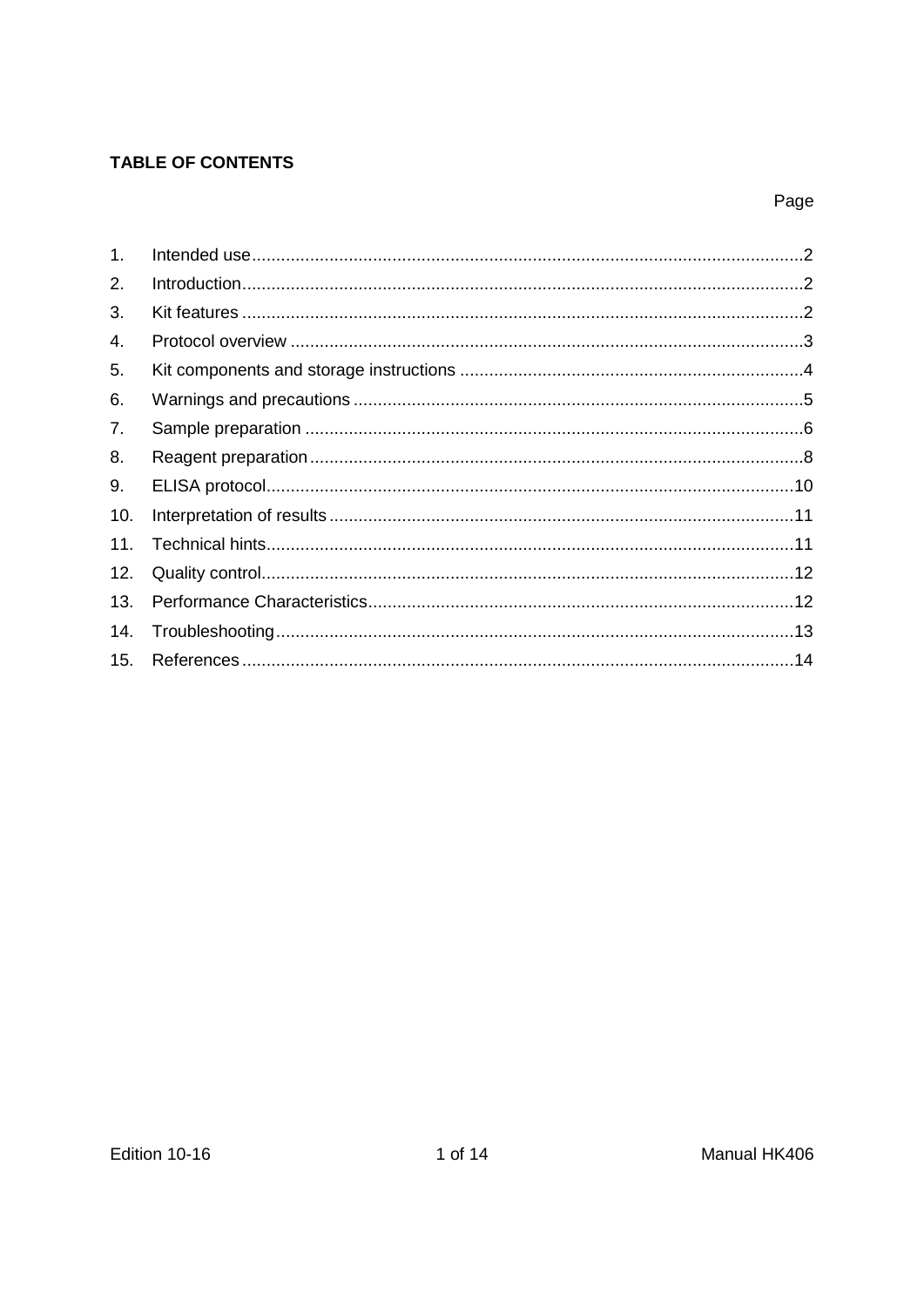**TABLE OF CONTENTS**

| | | Page |
|---|---|---|
| 1. | Intended use | 2 |
| 2. | Introduction | 2 |
| 3. | Kit features | 2 |
| 4. | Protocol overview | 3 |
| 5. | Kit components and storage instructions | 4 |
| 6. | Warnings and precautions | 5 |
| 7. | Sample preparation | 6 |
| 8. | Reagent preparation | 8 |
| 9. | ELISA protocol | 10 |
| 10. | Interpretation of results | 11 |
| 11. | Technical hints | 11 |
| 12. | Quality control | 12 |
| 13. | Performance Characteristics | 12 |
| 14. | Troubleshooting | 13 |
| 15. | References | 14 |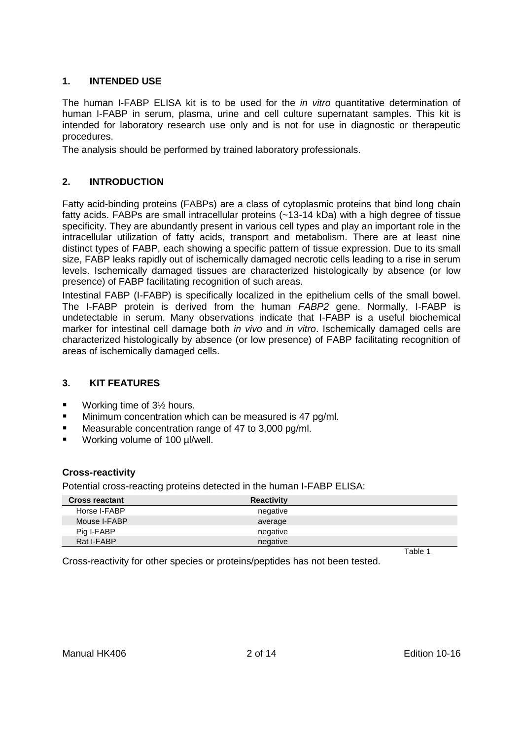## 1. INTENDED USE

The human I-FABP ELISA kit is to be used for the *in vitro* quantitative determination of human I-FABP in serum, plasma, urine and cell culture supernatant samples. This kit is intended for laboratory research use only and is not for use in diagnostic or therapeutic procedures.

The analysis should be performed by trained laboratory professionals.

## 2. INTRODUCTION

Fatty acid-binding proteins (FABPs) are a class of cytoplasmic proteins that bind long chain fatty acids. FABPs are small intracellular proteins (~13-14 kDa) with a high degree of tissue specificity. They are abundantly present in various cell types and play an important role in the intracellular utilization of fatty acids, transport and metabolism. There are at least nine distinct types of FABP, each showing a specific pattern of tissue expression. Due to its small size, FABP leaks rapidly out of ischemically damaged necrotic cells leading to a rise in serum levels. Ischemically damaged tissues are characterized histologically by absence (or low presence) of FABP facilitating recognition of such areas.

Intestinal FABP (I-FABP) is specifically localized in the epithelium cells of the small bowel. The I-FABP protein is derived from the human *FABP2* gene. Normally, I-FABP is undetectable in serum. Many observations indicate that I-FABP is a useful biochemical marker for intestinal cell damage both *in vivo* and *in vitro*. Ischemically damaged cells are characterized histologically by absence (or low presence) of FABP facilitating recognition of areas of ischemically damaged cells.

## 3. KIT FEATURES

- Working time of 3½ hours.
- Minimum concentration which can be measured is 47 pg/ml.
- Measurable concentration range of 47 to 3,000 pg/ml.
- Working volume of 100 µl/well.

### Cross-reactivity

Potential cross-reacting proteins detected in the human I-FABP ELISA:

| Cross reactant | Reactivity |
|---|---|
| Horse I-FABP | negative |
| Mouse I-FABP | average |
| Pig I-FABP | negative |
| Rat I-FABP | negative |

Table 1

Cross-reactivity for other species or proteins/peptides has not been tested.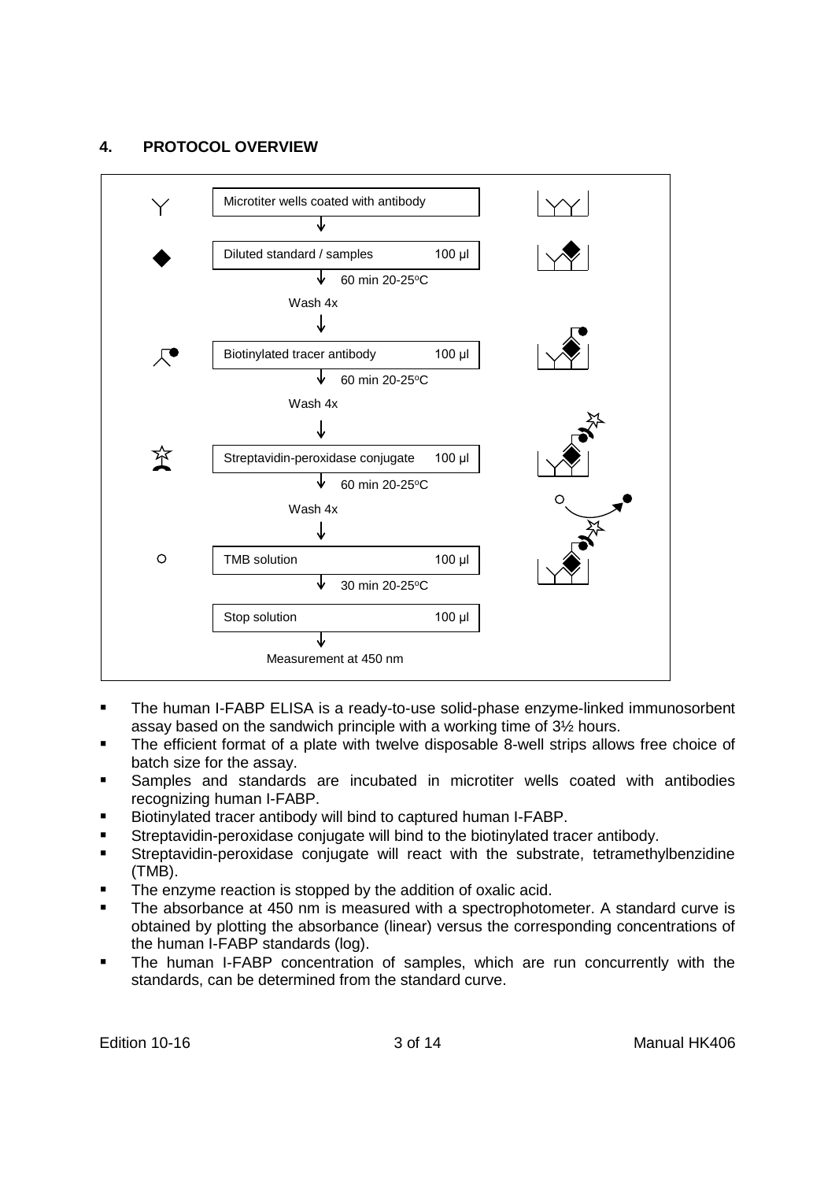## 4. PROTOCOL OVERVIEW

Microtiter wells coated with antibody
↓
Diluted standard / samples — 100 µl
↓ 60 min 20-25°C
Wash 4x
↓
Biotinylated tracer antibody — 100 µl
↓ 60 min 20-25°C
Wash 4x
↓
Streptavidin-peroxidase conjugate — 100 µl
↓ 60 min 20-25°C
Wash 4x
↓
TMB solution — 100 µl
↓ 30 min 20-25°C
Stop solution — 100 µl
↓
Measurement at 450 nm

- The human I-FABP ELISA is a ready-to-use solid-phase enzyme-linked immunosorbent assay based on the sandwich principle with a working time of 3½ hours.
- The efficient format of a plate with twelve disposable 8-well strips allows free choice of batch size for the assay.
- Samples and standards are incubated in microtiter wells coated with antibodies recognizing human I-FABP.
- Biotinylated tracer antibody will bind to captured human I-FABP.
- Streptavidin-peroxidase conjugate will bind to the biotinylated tracer antibody.
- Streptavidin-peroxidase conjugate will react with the substrate, tetramethylbenzidine (TMB).
- The enzyme reaction is stopped by the addition of oxalic acid.
- The absorbance at 450 nm is measured with a spectrophotometer. A standard curve is obtained by plotting the absorbance (linear) versus the corresponding concentrations of the human I-FABP standards (log).
- The human I-FABP concentration of samples, which are run concurrently with the standards, can be determined from the standard curve.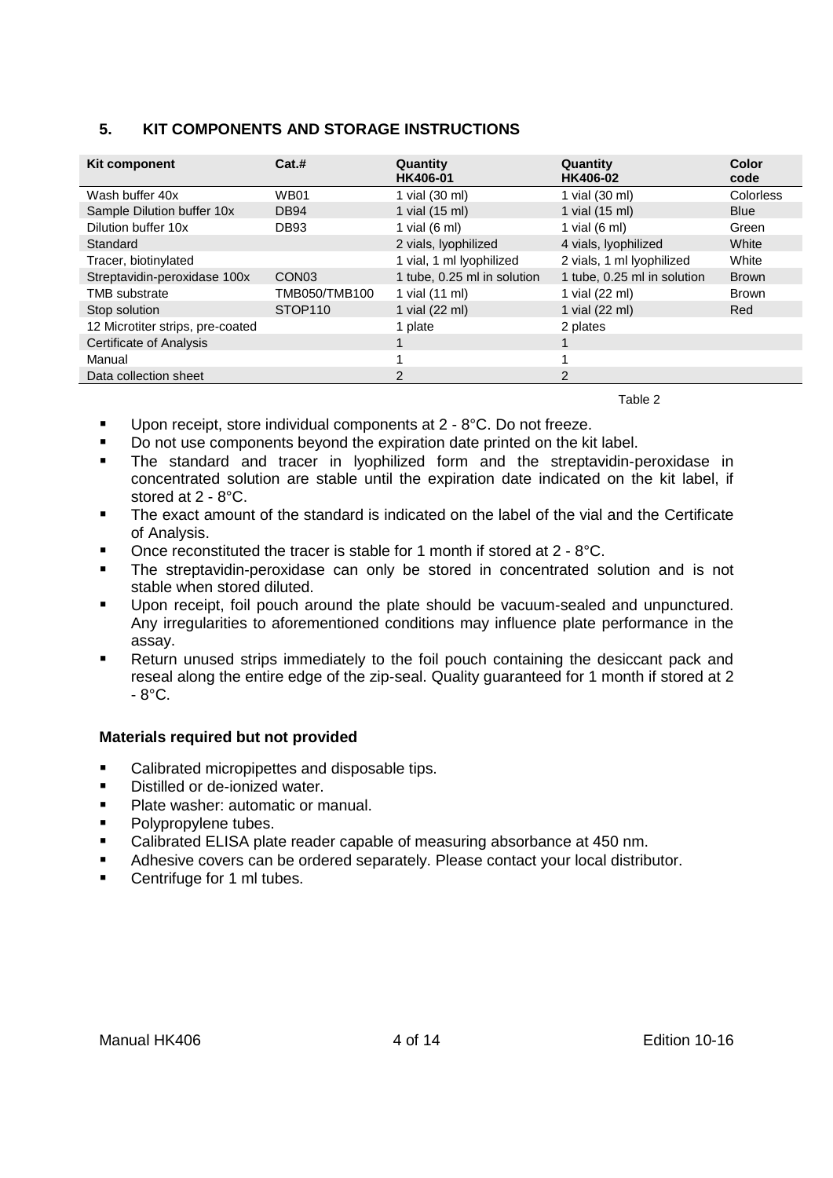## 5. KIT COMPONENTS AND STORAGE INSTRUCTIONS

| Kit component | Cat.# | Quantity HK406-01 | Quantity HK406-02 | Color code |
|---|---|---|---|---|
| Wash buffer 40x | WB01 | 1 vial (30 ml) | 1 vial (30 ml) | Colorless |
| Sample Dilution buffer 10x | DB94 | 1 vial (15 ml) | 1 vial (15 ml) | Blue |
| Dilution buffer 10x | DB93 | 1 vial (6 ml) | 1 vial (6 ml) | Green |
| Standard | | 2 vials, lyophilized | 4 vials, lyophilized | White |
| Tracer, biotinylated | | 1 vial, 1 ml lyophilized | 2 vials, 1 ml lyophilized | White |
| Streptavidin-peroxidase 100x | CON03 | 1 tube, 0.25 ml in solution | 1 tube, 0.25 ml in solution | Brown |
| TMB substrate | TMB050/TMB100 | 1 vial (11 ml) | 1 vial (22 ml) | Brown |
| Stop solution | STOP110 | 1 vial (22 ml) | 1 vial (22 ml) | Red |
| 12 Microtiter strips, pre-coated | | 1 plate | 2 plates | |
| Certificate of Analysis | | 1 | 1 | |
| Manual | | 1 | 1 | |
| Data collection sheet | | 2 | 2 | |

Table 2

- Upon receipt, store individual components at 2 - 8°C. Do not freeze.
- Do not use components beyond the expiration date printed on the kit label.
- The standard and tracer in lyophilized form and the streptavidin-peroxidase in concentrated solution are stable until the expiration date indicated on the kit label, if stored at 2 - 8°C.
- The exact amount of the standard is indicated on the label of the vial and the Certificate of Analysis.
- Once reconstituted the tracer is stable for 1 month if stored at 2 - 8°C.
- The streptavidin-peroxidase can only be stored in concentrated solution and is not stable when stored diluted.
- Upon receipt, foil pouch around the plate should be vacuum-sealed and unpunctured. Any irregularities to aforementioned conditions may influence plate performance in the assay.
- Return unused strips immediately to the foil pouch containing the desiccant pack and reseal along the entire edge of the zip-seal. Quality guaranteed for 1 month if stored at 2 - 8°C.

### Materials required but not provided

- Calibrated micropipettes and disposable tips.
- Distilled or de-ionized water.
- Plate washer: automatic or manual.
- Polypropylene tubes.
- Calibrated ELISA plate reader capable of measuring absorbance at 450 nm.
- Adhesive covers can be ordered separately. Please contact your local distributor.
- Centrifuge for 1 ml tubes.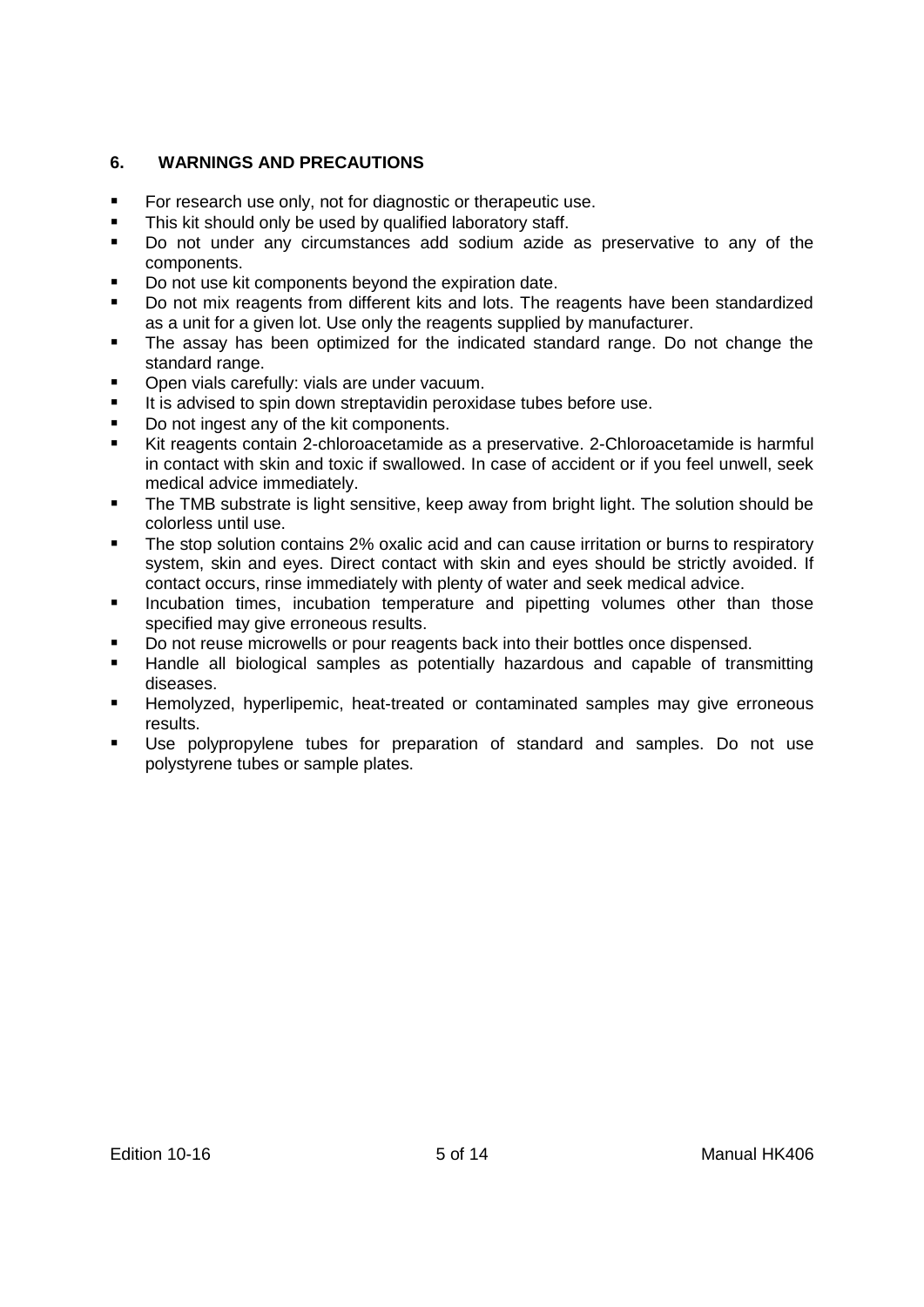## 6. WARNINGS AND PRECAUTIONS

- For research use only, not for diagnostic or therapeutic use.
- This kit should only be used by qualified laboratory staff.
- Do not under any circumstances add sodium azide as preservative to any of the components.
- Do not use kit components beyond the expiration date.
- Do not mix reagents from different kits and lots. The reagents have been standardized as a unit for a given lot. Use only the reagents supplied by manufacturer.
- The assay has been optimized for the indicated standard range. Do not change the standard range.
- Open vials carefully: vials are under vacuum.
- It is advised to spin down streptavidin peroxidase tubes before use.
- Do not ingest any of the kit components.
- Kit reagents contain 2-chloroacetamide as a preservative. 2-Chloroacetamide is harmful in contact with skin and toxic if swallowed. In case of accident or if you feel unwell, seek medical advice immediately.
- The TMB substrate is light sensitive, keep away from bright light. The solution should be colorless until use.
- The stop solution contains 2% oxalic acid and can cause irritation or burns to respiratory system, skin and eyes. Direct contact with skin and eyes should be strictly avoided. If contact occurs, rinse immediately with plenty of water and seek medical advice.
- Incubation times, incubation temperature and pipetting volumes other than those specified may give erroneous results.
- Do not reuse microwells or pour reagents back into their bottles once dispensed.
- Handle all biological samples as potentially hazardous and capable of transmitting diseases.
- Hemolyzed, hyperlipemic, heat-treated or contaminated samples may give erroneous results.
- Use polypropylene tubes for preparation of standard and samples. Do not use polystyrene tubes or sample plates.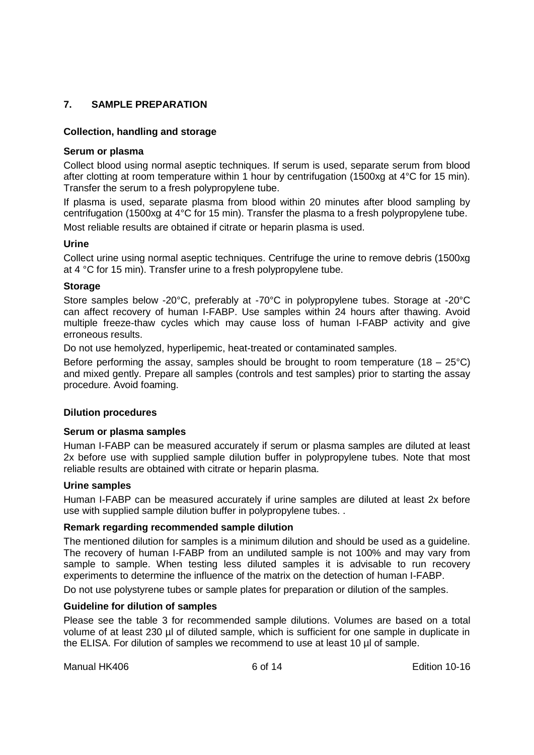## 7. SAMPLE PREPARATION

### Collection, handling and storage

#### Serum or plasma

Collect blood using normal aseptic techniques. If serum is used, separate serum from blood after clotting at room temperature within 1 hour by centrifugation (1500xg at 4°C for 15 min). Transfer the serum to a fresh polypropylene tube.

If plasma is used, separate plasma from blood within 20 minutes after blood sampling by centrifugation (1500xg at 4°C for 15 min). Transfer the plasma to a fresh polypropylene tube.

Most reliable results are obtained if citrate or heparin plasma is used.

#### Urine

Collect urine using normal aseptic techniques. Centrifuge the urine to remove debris (1500xg at 4 °C for 15 min). Transfer urine to a fresh polypropylene tube.

#### Storage

Store samples below -20°C, preferably at -70°C in polypropylene tubes. Storage at -20°C can affect recovery of human I-FABP. Use samples within 24 hours after thawing. Avoid multiple freeze-thaw cycles which may cause loss of human I-FABP activity and give erroneous results.

Do not use hemolyzed, hyperlipemic, heat-treated or contaminated samples.

Before performing the assay, samples should be brought to room temperature (18 – 25°C) and mixed gently. Prepare all samples (controls and test samples) prior to starting the assay procedure. Avoid foaming.

### Dilution procedures

#### Serum or plasma samples

Human I-FABP can be measured accurately if serum or plasma samples are diluted at least 2x before use with supplied sample dilution buffer in polypropylene tubes. Note that most reliable results are obtained with citrate or heparin plasma.

#### Urine samples

Human I-FABP can be measured accurately if urine samples are diluted at least 2x before use with supplied sample dilution buffer in polypropylene tubes. .

#### Remark regarding recommended sample dilution

The mentioned dilution for samples is a minimum dilution and should be used as a guideline. The recovery of human I-FABP from an undiluted sample is not 100% and may vary from sample to sample. When testing less diluted samples it is advisable to run recovery experiments to determine the influence of the matrix on the detection of human I-FABP.

Do not use polystyrene tubes or sample plates for preparation or dilution of the samples.

#### Guideline for dilution of samples

Please see the table 3 for recommended sample dilutions. Volumes are based on a total volume of at least 230 µl of diluted sample, which is sufficient for one sample in duplicate in the ELISA. For dilution of samples we recommend to use at least 10 µl of sample.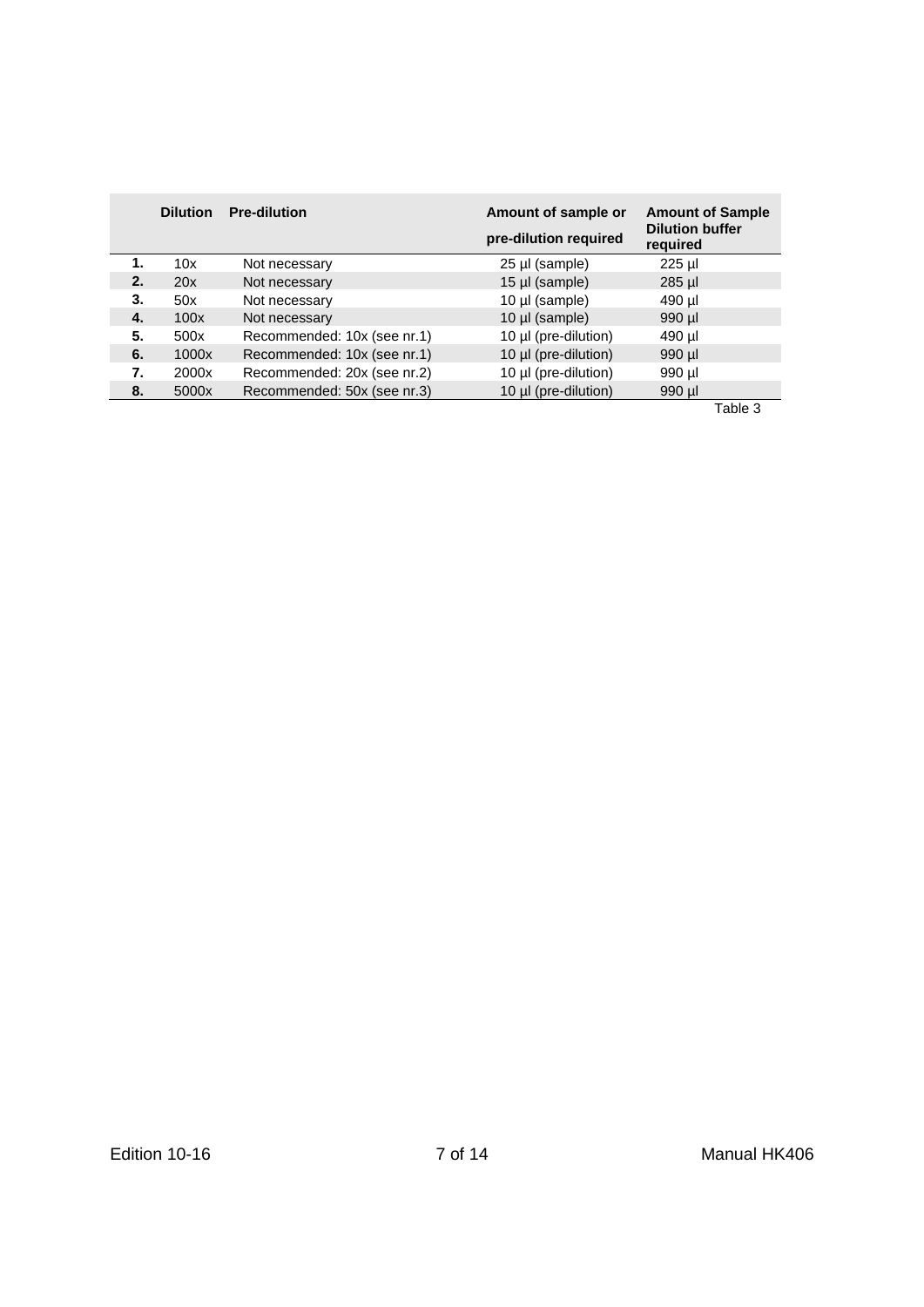| | Dilution | Pre-dilution | Amount of sample or pre-dilution required | Amount of Sample Dilution buffer required |
|---|---|---|---|---|
| **1.** | 10x | Not necessary | 25 µl (sample) | 225 µl |
| **2.** | 20x | Not necessary | 15 µl (sample) | 285 µl |
| **3.** | 50x | Not necessary | 10 µl (sample) | 490 µl |
| **4.** | 100x | Not necessary | 10 µl (sample) | 990 µl |
| **5.** | 500x | Recommended: 10x (see nr.1) | 10 µl (pre-dilution) | 490 µl |
| **6.** | 1000x | Recommended: 10x (see nr.1) | 10 µl (pre-dilution) | 990 µl |
| **7.** | 2000x | Recommended: 20x (see nr.2) | 10 µl (pre-dilution) | 990 µl |
| **8.** | 5000x | Recommended: 50x (see nr.3) | 10 µl (pre-dilution) | 990 µl |

Table 3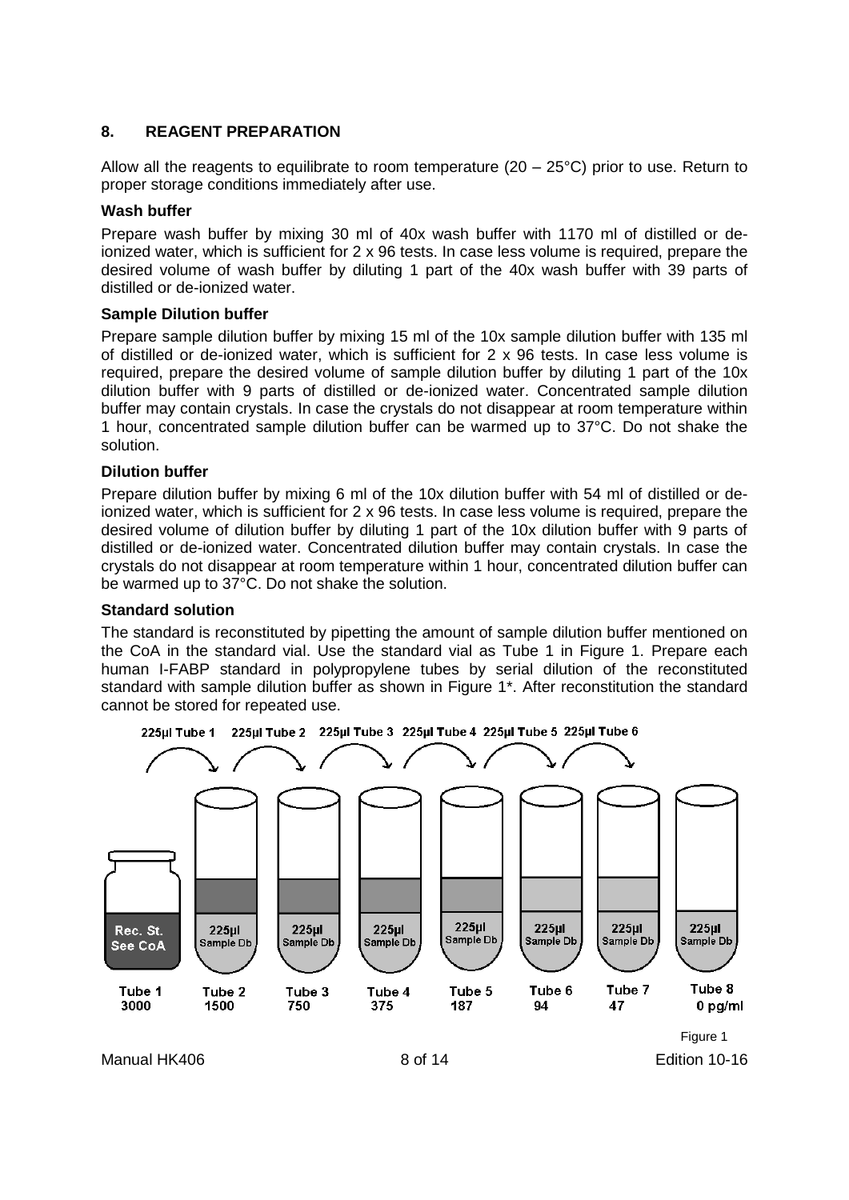## 8. REAGENT PREPARATION

Allow all the reagents to equilibrate to room temperature (20 – 25°C) prior to use. Return to proper storage conditions immediately after use.

**Wash buffer**

Prepare wash buffer by mixing 30 ml of 40x wash buffer with 1170 ml of distilled or de-ionized water, which is sufficient for 2 x 96 tests. In case less volume is required, prepare the desired volume of wash buffer by diluting 1 part of the 40x wash buffer with 39 parts of distilled or de-ionized water.

**Sample Dilution buffer**

Prepare sample dilution buffer by mixing 15 ml of the 10x sample dilution buffer with 135 ml of distilled or de-ionized water, which is sufficient for 2 x 96 tests. In case less volume is required, prepare the desired volume of sample dilution buffer by diluting 1 part of the 10x dilution buffer with 9 parts of distilled or de-ionized water. Concentrated sample dilution buffer may contain crystals. In case the crystals do not disappear at room temperature within 1 hour, concentrated sample dilution buffer can be warmed up to 37°C. Do not shake the solution.

**Dilution buffer**

Prepare dilution buffer by mixing 6 ml of the 10x dilution buffer with 54 ml of distilled or de-ionized water, which is sufficient for 2 x 96 tests. In case less volume is required, prepare the desired volume of dilution buffer by diluting 1 part of the 10x dilution buffer with 9 parts of distilled or de-ionized water. Concentrated dilution buffer may contain crystals. In case the crystals do not disappear at room temperature within 1 hour, concentrated dilution buffer can be warmed up to 37°C. Do not shake the solution.

**Standard solution**

The standard is reconstituted by pipetting the amount of sample dilution buffer mentioned on the CoA in the standard vial. Use the standard vial as Tube 1 in Figure 1. Prepare each human I-FABP standard in polypropylene tubes by serial dilution of the reconstituted standard with sample dilution buffer as shown in Figure 1*. After reconstitution the standard cannot be stored for repeated use.

225µl Tube 1 → 225µl Tube 2 → 225µl Tube 3 → 225µl Tube 4 → 225µl Tube 5 → 225µl Tube 6

| Tube 1 | Tube 2 | Tube 3 | Tube 4 | Tube 5 | Tube 6 | Tube 7 | Tube 8 |
|---|---|---|---|---|---|---|---|
| Rec. St. See CoA | 225µl Sample Db | 225µl Sample Db | 225µl Sample Db | 225µl Sample Db | 225µl Sample Db | 225µl Sample Db | 225µl Sample Db |
| 3000 | 1500 | 750 | 375 | 187 | 94 | 47 | 0 pg/ml |

Figure 1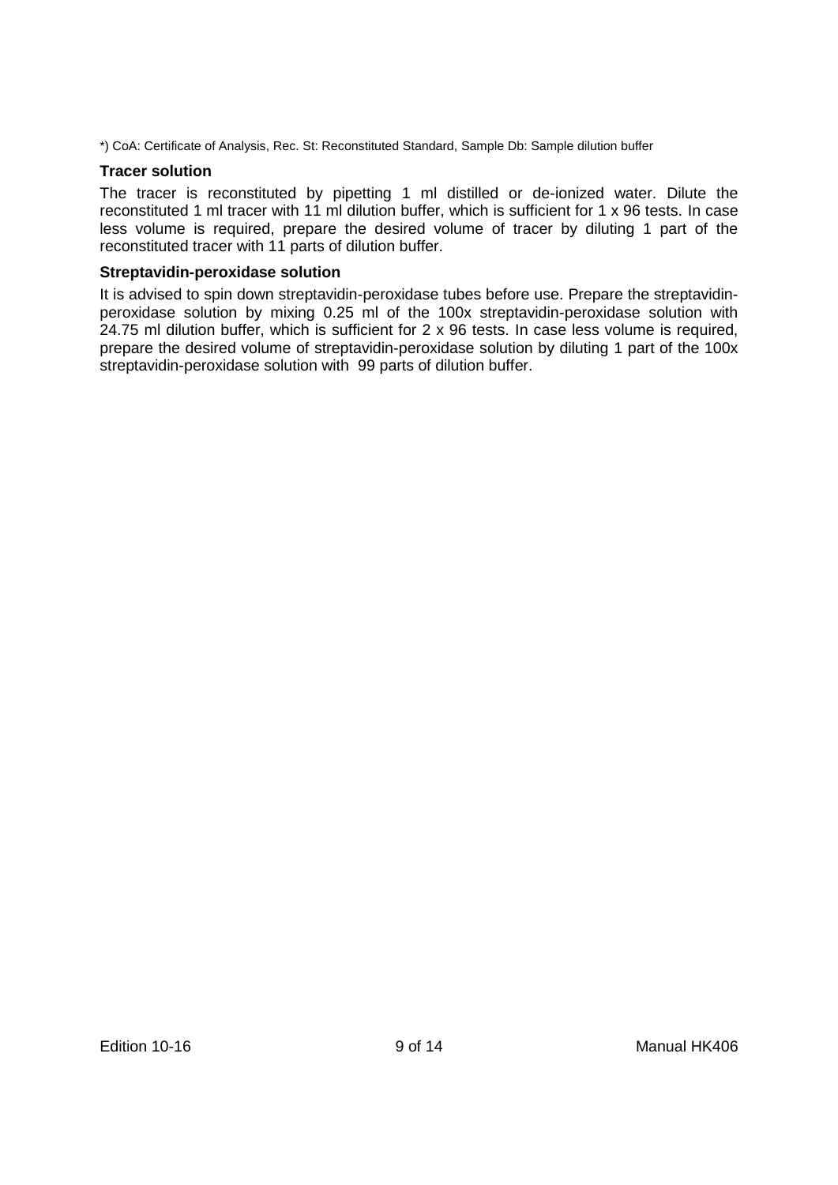*) CoA: Certificate of Analysis, Rec. St: Reconstituted Standard, Sample Db: Sample dilution buffer

**Tracer solution**

The tracer is reconstituted by pipetting 1 ml distilled or de-ionized water. Dilute the reconstituted 1 ml tracer with 11 ml dilution buffer, which is sufficient for 1 x 96 tests. In case less volume is required, prepare the desired volume of tracer by diluting 1 part of the reconstituted tracer with 11 parts of dilution buffer.

**Streptavidin-peroxidase solution**

It is advised to spin down streptavidin-peroxidase tubes before use. Prepare the streptavidin-peroxidase solution by mixing 0.25 ml of the 100x streptavidin-peroxidase solution with 24.75 ml dilution buffer, which is sufficient for 2 x 96 tests. In case less volume is required, prepare the desired volume of streptavidin-peroxidase solution by diluting 1 part of the 100x streptavidin-peroxidase solution with 99 parts of dilution buffer.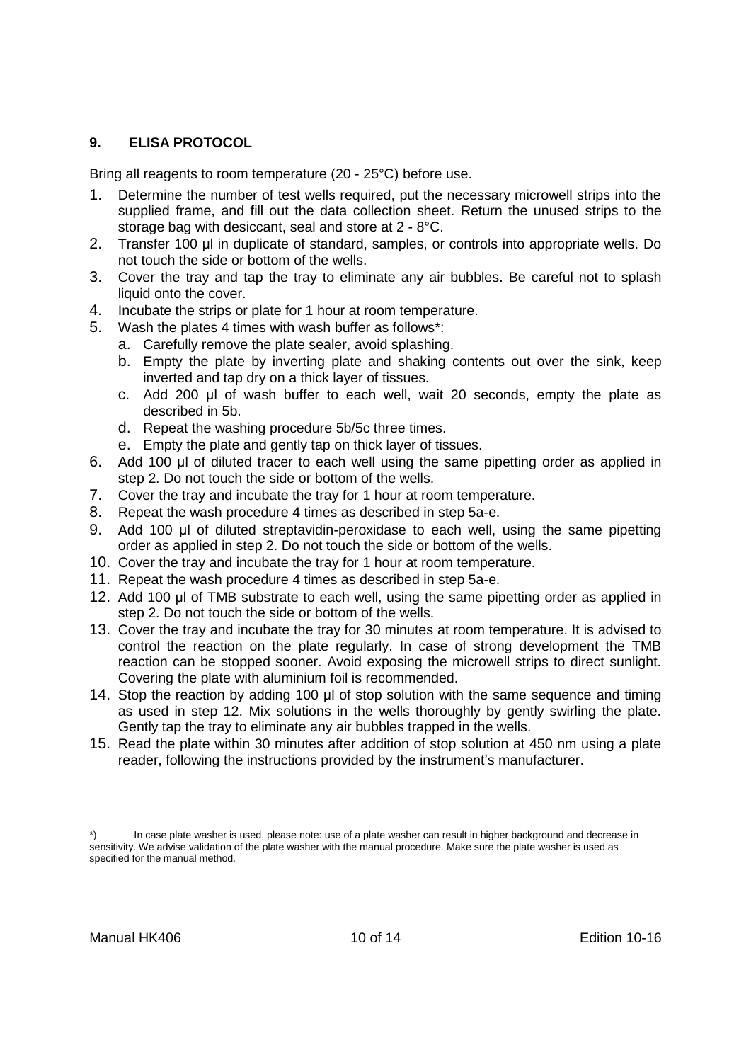## 9. ELISA PROTOCOL

Bring all reagents to room temperature (20 - 25°C) before use.

1. Determine the number of test wells required, put the necessary microwell strips into the supplied frame, and fill out the data collection sheet. Return the unused strips to the storage bag with desiccant, seal and store at 2 - 8°C.
2. Transfer 100 µl in duplicate of standard, samples, or controls into appropriate wells. Do not touch the side or bottom of the wells.
3. Cover the tray and tap the tray to eliminate any air bubbles. Be careful not to splash liquid onto the cover.
4. Incubate the strips or plate for 1 hour at room temperature.
5. Wash the plates 4 times with wash buffer as follows*:
   a. Carefully remove the plate sealer, avoid splashing.
   b. Empty the plate by inverting plate and shaking contents out over the sink, keep inverted and tap dry on a thick layer of tissues.
   c. Add 200 µl of wash buffer to each well, wait 20 seconds, empty the plate as described in 5b.
   d. Repeat the washing procedure 5b/5c three times.
   e. Empty the plate and gently tap on thick layer of tissues.
6. Add 100 µl of diluted tracer to each well using the same pipetting order as applied in step 2. Do not touch the side or bottom of the wells.
7. Cover the tray and incubate the tray for 1 hour at room temperature.
8. Repeat the wash procedure 4 times as described in step 5a-e.
9. Add 100 µl of diluted streptavidin-peroxidase to each well, using the same pipetting order as applied in step 2. Do not touch the side or bottom of the wells.
10. Cover the tray and incubate the tray for 1 hour at room temperature.
11. Repeat the wash procedure 4 times as described in step 5a-e.
12. Add 100 µl of TMB substrate to each well, using the same pipetting order as applied in step 2. Do not touch the side or bottom of the wells.
13. Cover the tray and incubate the tray for 30 minutes at room temperature. It is advised to control the reaction on the plate regularly. In case of strong development the TMB reaction can be stopped sooner. Avoid exposing the microwell strips to direct sunlight. Covering the plate with aluminium foil is recommended.
14. Stop the reaction by adding 100 µl of stop solution with the same sequence and timing as used in step 12. Mix solutions in the wells thoroughly by gently swirling the plate. Gently tap the tray to eliminate any air bubbles trapped in the wells.
15. Read the plate within 30 minutes after addition of stop solution at 450 nm using a plate reader, following the instructions provided by the instrument's manufacturer.

*) In case plate washer is used, please note: use of a plate washer can result in higher background and decrease in sensitivity. We advise validation of the plate washer with the manual procedure. Make sure the plate washer is used as specified for the manual method.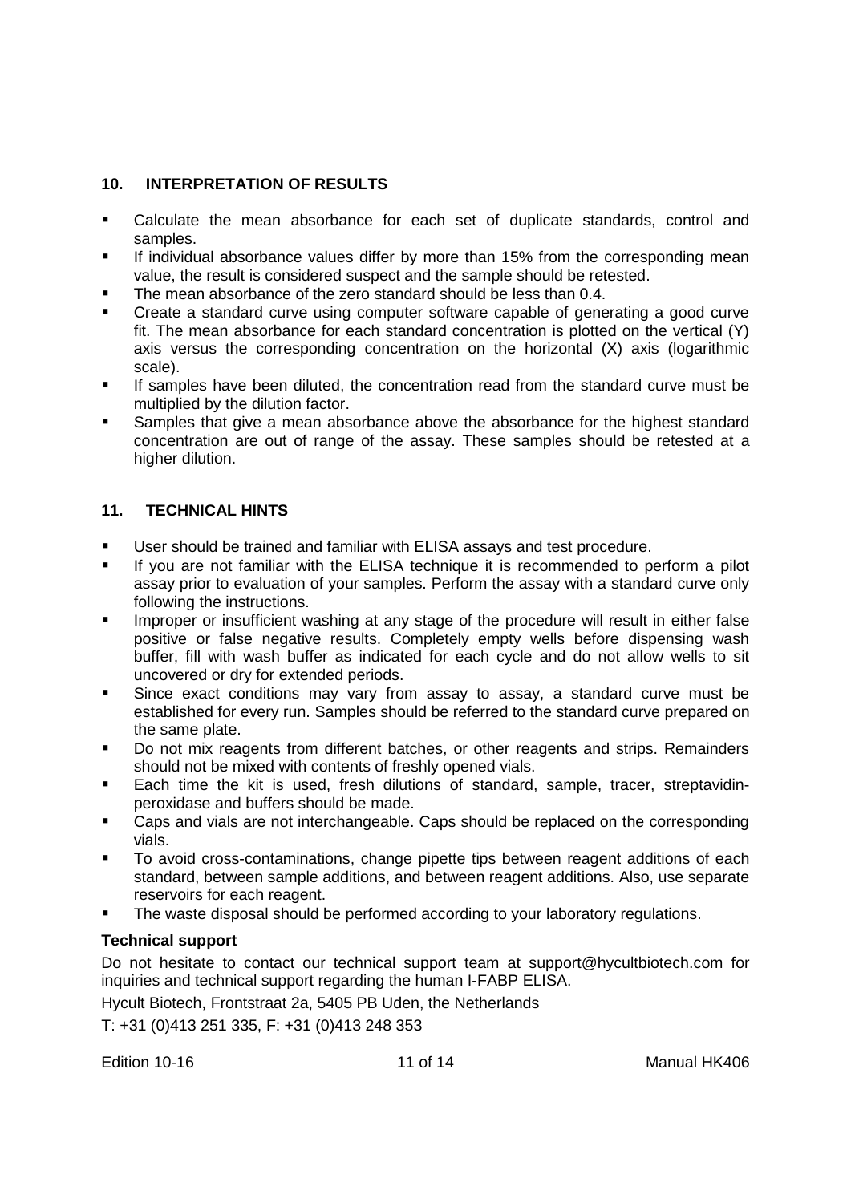## 10. INTERPRETATION OF RESULTS

- Calculate the mean absorbance for each set of duplicate standards, control and samples.
- If individual absorbance values differ by more than 15% from the corresponding mean value, the result is considered suspect and the sample should be retested.
- The mean absorbance of the zero standard should be less than 0.4.
- Create a standard curve using computer software capable of generating a good curve fit. The mean absorbance for each standard concentration is plotted on the vertical (Y) axis versus the corresponding concentration on the horizontal (X) axis (logarithmic scale).
- If samples have been diluted, the concentration read from the standard curve must be multiplied by the dilution factor.
- Samples that give a mean absorbance above the absorbance for the highest standard concentration are out of range of the assay. These samples should be retested at a higher dilution.

## 11. TECHNICAL HINTS

- User should be trained and familiar with ELISA assays and test procedure.
- If you are not familiar with the ELISA technique it is recommended to perform a pilot assay prior to evaluation of your samples. Perform the assay with a standard curve only following the instructions.
- Improper or insufficient washing at any stage of the procedure will result in either false positive or false negative results. Completely empty wells before dispensing wash buffer, fill with wash buffer as indicated for each cycle and do not allow wells to sit uncovered or dry for extended periods.
- Since exact conditions may vary from assay to assay, a standard curve must be established for every run. Samples should be referred to the standard curve prepared on the same plate.
- Do not mix reagents from different batches, or other reagents and strips. Remainders should not be mixed with contents of freshly opened vials.
- Each time the kit is used, fresh dilutions of standard, sample, tracer, streptavidin-peroxidase and buffers should be made.
- Caps and vials are not interchangeable. Caps should be replaced on the corresponding vials.
- To avoid cross-contaminations, change pipette tips between reagent additions of each standard, between sample additions, and between reagent additions. Also, use separate reservoirs for each reagent.
- The waste disposal should be performed according to your laboratory regulations.

**Technical support**

Do not hesitate to contact our technical support team at support@hycultbiotech.com for inquiries and technical support regarding the human I-FABP ELISA.

Hycult Biotech, Frontstraat 2a, 5405 PB Uden, the Netherlands

T: +31 (0)413 251 335, F: +31 (0)413 248 353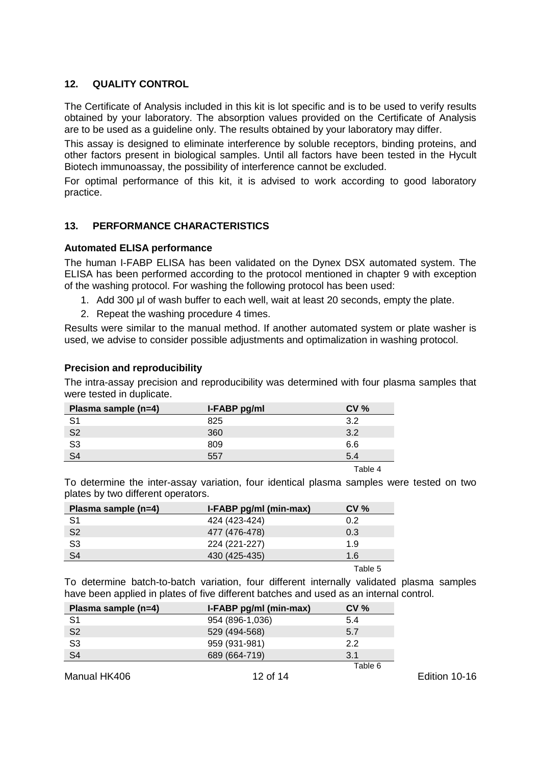## 12. QUALITY CONTROL

The Certificate of Analysis included in this kit is lot specific and is to be used to verify results obtained by your laboratory. The absorption values provided on the Certificate of Analysis are to be used as a guideline only. The results obtained by your laboratory may differ.

This assay is designed to eliminate interference by soluble receptors, binding proteins, and other factors present in biological samples. Until all factors have been tested in the Hycult Biotech immunoassay, the possibility of interference cannot be excluded.

For optimal performance of this kit, it is advised to work according to good laboratory practice.

## 13. PERFORMANCE CHARACTERISTICS

### Automated ELISA performance

The human I-FABP ELISA has been validated on the Dynex DSX automated system. The ELISA has been performed according to the protocol mentioned in chapter 9 with exception of the washing protocol. For washing the following protocol has been used:

1. Add 300 µl of wash buffer to each well, wait at least 20 seconds, empty the plate.
2. Repeat the washing procedure 4 times.

Results were similar to the manual method. If another automated system or plate washer is used, we advise to consider possible adjustments and optimalization in washing protocol.

### Precision and reproducibility

The intra-assay precision and reproducibility was determined with four plasma samples that were tested in duplicate.

| Plasma sample (n=4) | I-FABP pg/ml | CV % |
|---|---|---|
| S1 | 825 | 3.2 |
| S2 | 360 | 3.2 |
| S3 | 809 | 6.6 |
| S4 | 557 | 5.4 |

Table 4

To determine the inter-assay variation, four identical plasma samples were tested on two plates by two different operators.

| Plasma sample (n=4) | I-FABP pg/ml (min-max) | CV % |
|---|---|---|
| S1 | 424 (423-424) | 0.2 |
| S2 | 477 (476-478) | 0.3 |
| S3 | 224 (221-227) | 1.9 |
| S4 | 430 (425-435) | 1.6 |

Table 5

To determine batch-to-batch variation, four different internally validated plasma samples have been applied in plates of five different batches and used as an internal control.

| Plasma sample (n=4) | I-FABP pg/ml (min-max) | CV % |
|---|---|---|
| S1 | 954 (896-1,036) | 5.4 |
| S2 | 529 (494-568) | 5.7 |
| S3 | 959 (931-981) | 2.2 |
| S4 | 689 (664-719) | 3.1 |

Table 6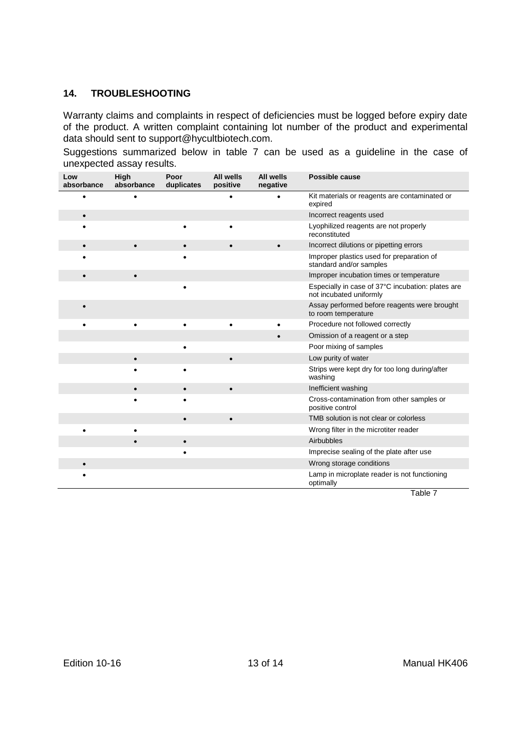## 14. TROUBLESHOOTING

Warranty claims and complaints in respect of deficiencies must be logged before expiry date of the product. A written complaint containing lot number of the product and experimental data should sent to support@hycultbiotech.com.

Suggestions summarized below in table 7 can be used as a guideline in the case of unexpected assay results.

| Low absorbance | High absorbance | Poor duplicates | All wells positive | All wells negative | Possible cause |
|---|---|---|---|---|---|
| • | • | | • | • | Kit materials or reagents are contaminated or expired |
| • | | | | | Incorrect reagents used |
| • | | • | • | | Lyophilized reagents are not properly reconstituted |
| • | • | • | • | • | Incorrect dilutions or pipetting errors |
| • | | • | | | Improper plastics used for preparation of standard and/or samples |
| • | • | | | | Improper incubation times or temperature |
| | | • | | | Especially in case of 37°C incubation: plates are not incubated uniformly |
| • | | | | | Assay performed before reagents were brought to room temperature |
| • | • | • | • | • | Procedure not followed correctly |
| | | | | • | Omission of a reagent or a step |
| | | • | | | Poor mixing of samples |
| | • | | • | | Low purity of water |
| | • | • | | | Strips were kept dry for too long during/after washing |
| | • | • | • | | Inefficient washing |
| | • | • | | | Cross-contamination from other samples or positive control |
| | | • | • | | TMB solution is not clear or colorless |
| • | • | | | | Wrong filter in the microtiter reader |
| | • | • | | | Airbubbles |
| | | • | | | Imprecise sealing of the plate after use |
| • | | | | | Wrong storage conditions |
| • | | | | | Lamp in microplate reader is not functioning optimally |

Table 7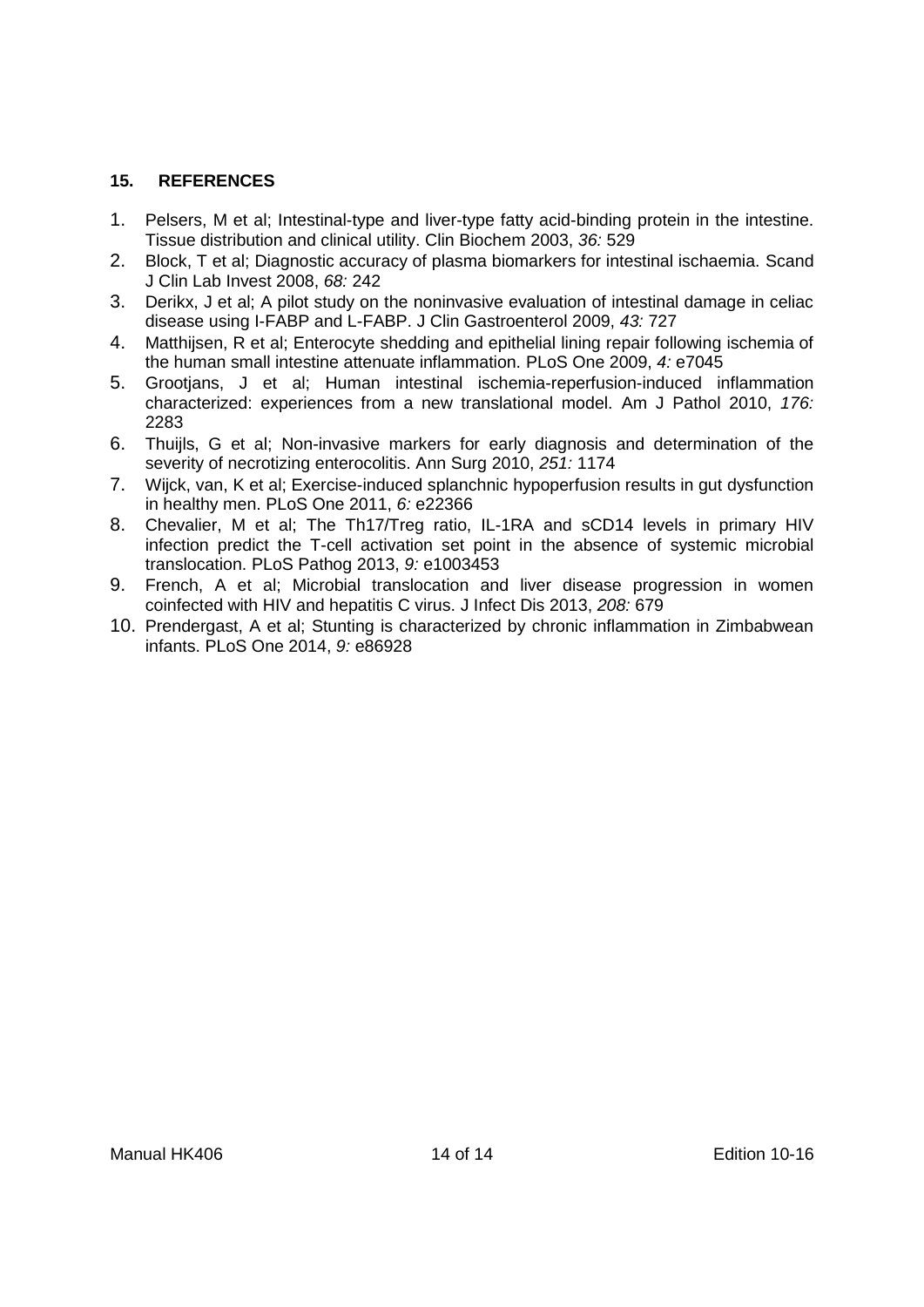## 15. REFERENCES

1. Pelsers, M et al; Intestinal-type and liver-type fatty acid-binding protein in the intestine. Tissue distribution and clinical utility. Clin Biochem 2003, *36:* 529
2. Block, T et al; Diagnostic accuracy of plasma biomarkers for intestinal ischaemia. Scand J Clin Lab Invest 2008, *68:* 242
3. Derikx, J et al; A pilot study on the noninvasive evaluation of intestinal damage in celiac disease using I-FABP and L-FABP. J Clin Gastroenterol 2009, *43:* 727
4. Matthijsen, R et al; Enterocyte shedding and epithelial lining repair following ischemia of the human small intestine attenuate inflammation. PLoS One 2009, *4:* e7045
5. Grootjans, J et al; Human intestinal ischemia-reperfusion-induced inflammation characterized: experiences from a new translational model. Am J Pathol 2010, *176:* 2283
6. Thuijls, G et al; Non-invasive markers for early diagnosis and determination of the severity of necrotizing enterocolitis. Ann Surg 2010, *251:* 1174
7. Wijck, van, K et al; Exercise-induced splanchnic hypoperfusion results in gut dysfunction in healthy men. PLoS One 2011, *6:* e22366
8. Chevalier, M et al; The Th17/Treg ratio, IL-1RA and sCD14 levels in primary HIV infection predict the T-cell activation set point in the absence of systemic microbial translocation. PLoS Pathog 2013, *9:* e1003453
9. French, A et al; Microbial translocation and liver disease progression in women coinfected with HIV and hepatitis C virus. J Infect Dis 2013, *208:* 679
10. Prendergast, A et al; Stunting is characterized by chronic inflammation in Zimbabwean infants. PLoS One 2014, *9:* e86928